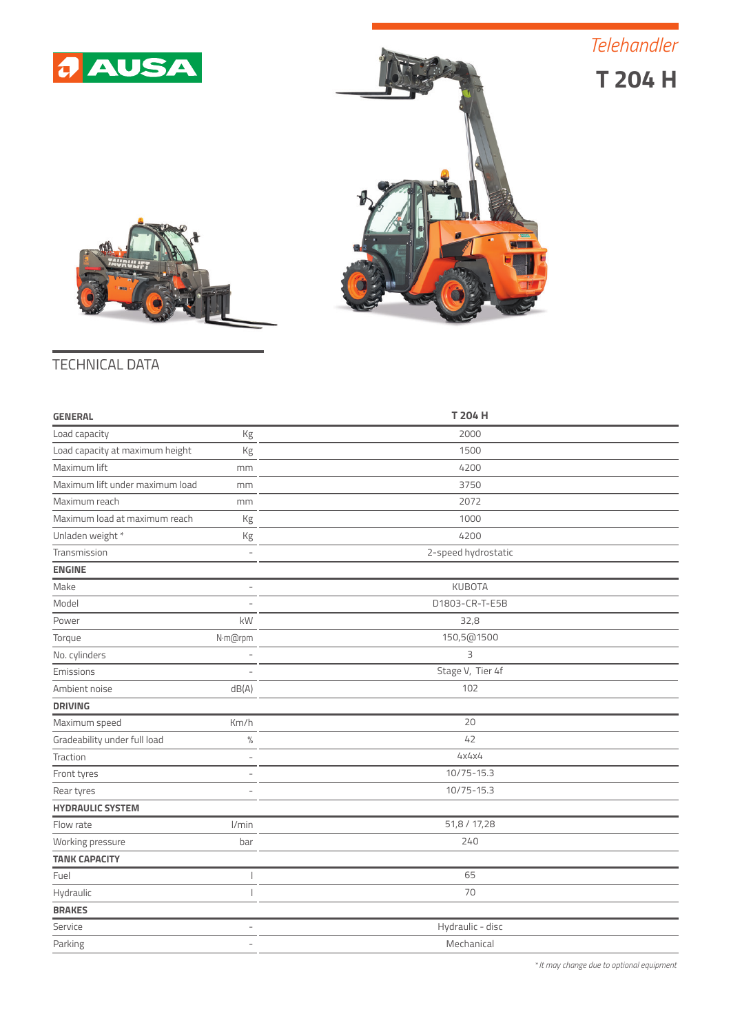AUSA

*Telehandler*

# T 204 H

## TECHNICAL DATA

| GENERAL | | T 204 H |
|---|---|---|
| Load capacity | Kg | 2000 |
| Load capacity at maximum height | Kg | 1500 |
| Maximum lift | mm | 4200 |
| Maximum lift under maximum load | mm | 3750 |
| Maximum reach | mm | 2072 |
| Maximum load at maximum reach | Kg | 1000 |
| Unladen weight * | Kg | 4200 |
| Transmission | - | 2-speed hydrostatic |
| **ENGINE** | | |
| Make | - | KUBOTA |
| Model | - | D1803-CR-T-E5B |
| Power | kW | 32,8 |
| Torque | N·m@rpm | 150,5@1500 |
| No. cylinders | - | 3 |
| Emissions | - | Stage V, Tier 4f |
| Ambient noise | dB(A) | 102 |
| **DRIVING** | | |
| Maximum speed | Km/h | 20 |
| Gradeability under full load | % | 42 |
| Traction | - | 4x4x4 |
| Front tyres | - | 10/75-15.3 |
| Rear tyres | - | 10/75-15.3 |
| **HYDRAULIC SYSTEM** | | |
| Flow rate | l/min | 51,8 / 17,28 |
| Working pressure | bar | 240 |
| **TANK CAPACITY** | | |
| Fuel | l | 65 |
| Hydraulic | l | 70 |
| **BRAKES** | | |
| Service | - | Hydraulic - disc |
| Parking | - | Mechanical |

*\* It may change due to optional equipment*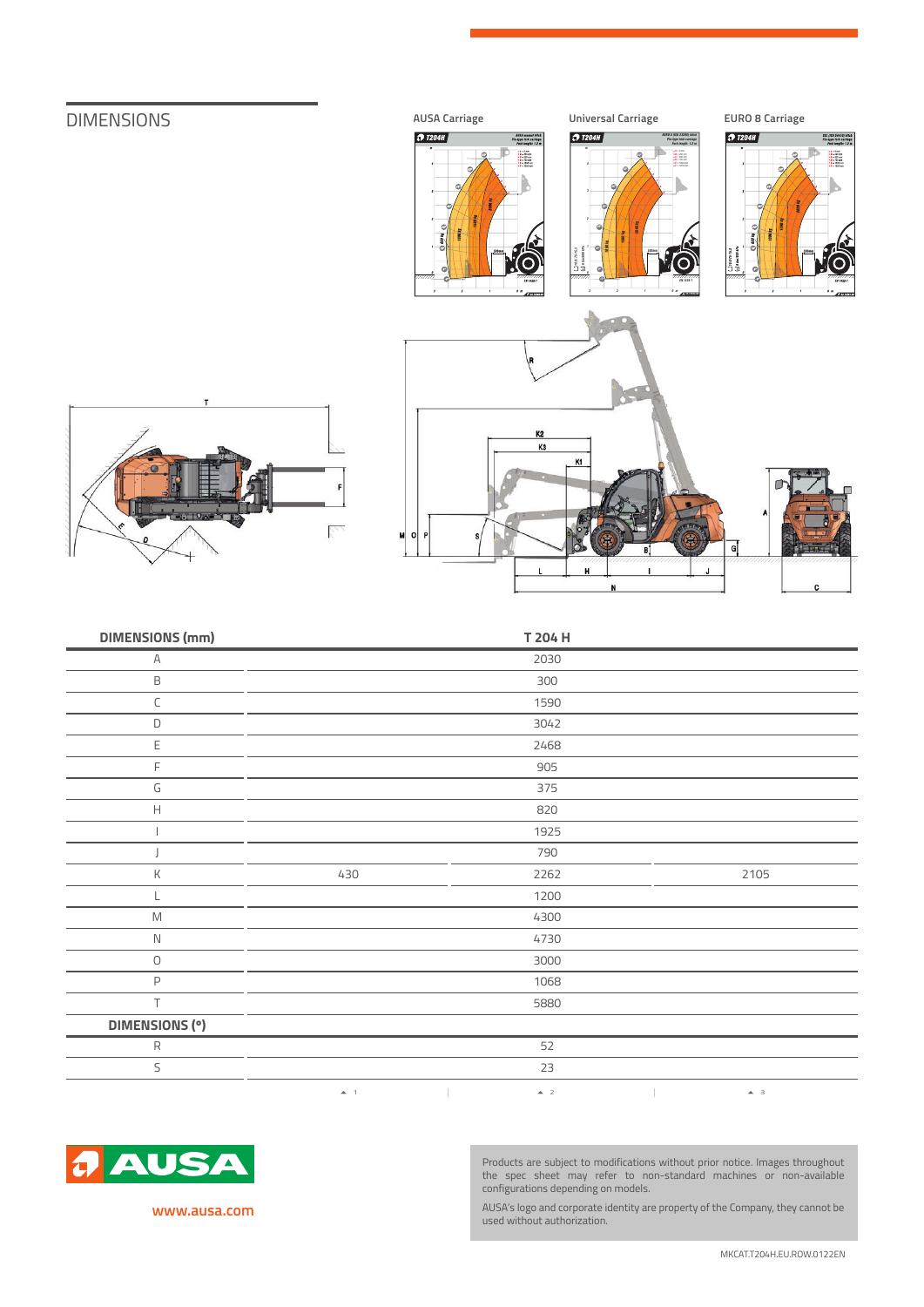## DIMENSIONS

AUSA Carriage

Universal Carriage

EURO 8 Carriage

| DIMENSIONS (mm) | T 204 H | | |
|---|---|---|---|
| A | | 2030 | |
| B | | 300 | |
| C | | 1590 | |
| D | | 3042 | |
| E | | 2468 | |
| F | | 905 | |
| G | | 375 | |
| H | | 820 | |
| I | | 1925 | |
| J | | 790 | |
| K | 430 | 2262 | 2105 |
| L | | 1200 | |
| M | | 4300 | |
| N | | 4730 | |
| O | | 3000 | |
| P | | 1068 | |
| T | | 5880 | |
| **DIMENSIONS (°)** | | | |
| R | | 52 | |
| S | | 23 | |
| | ▲ 1 | ▲ 2 | ▲ 3 |

www.ausa.com

Products are subject to modifications without prior notice. Images throughout the spec sheet may refer to non-standard machines or non-available configurations depending on models.

AUSA's logo and corporate identity are property of the Company, they cannot be used without authorization.

MKCAT.T204H.EU.ROW.0122EN